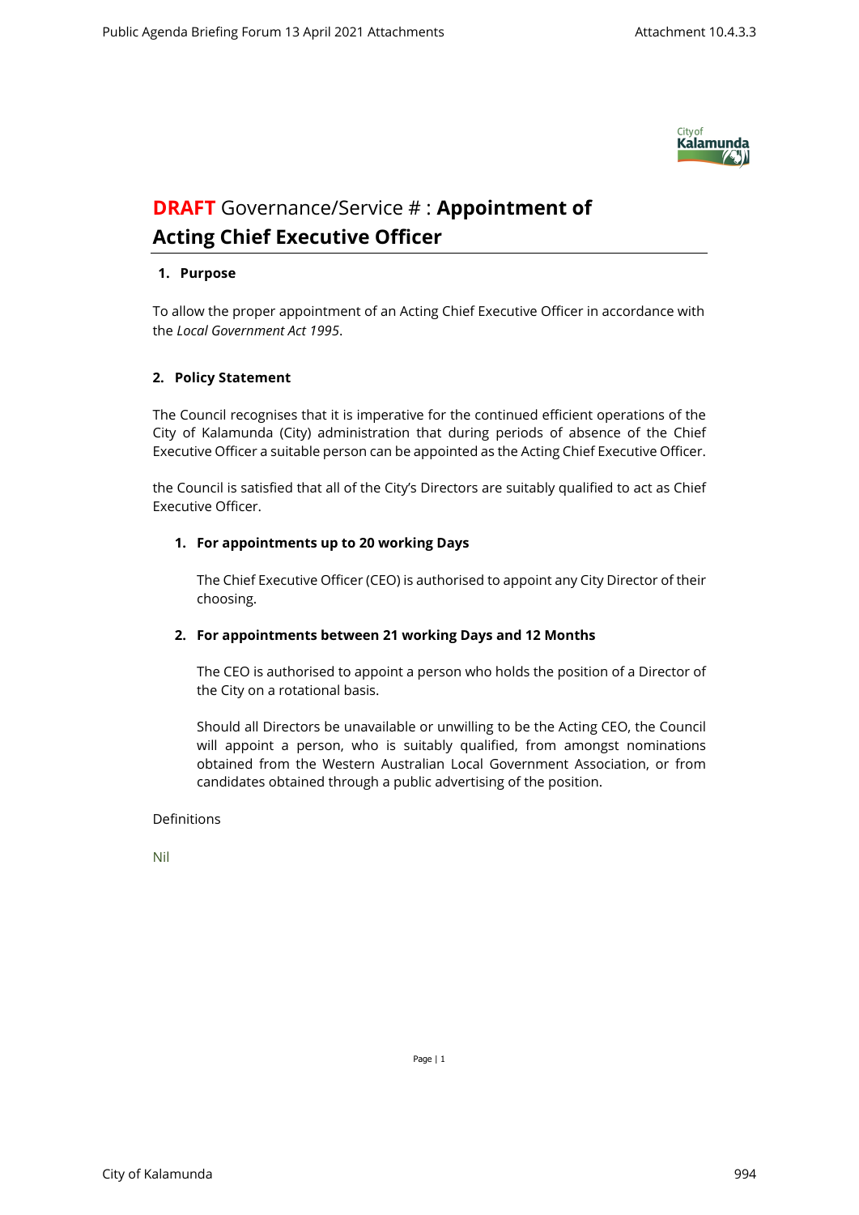# **DRAFT** Governance/Service # : **Appointment of Acting Chief Executive Officer**

## 1. Purpose

To allow the proper appointment of an Acting Chief Executive Officer in accordance with the *Local Government Act 1995*.

## 2. Policy Statement

The Council recognises that it is imperative for the continued efficient operations of the City of Kalamunda (City) administration that during periods of absence of the Chief Executive Officer a suitable person can be appointed as the Acting Chief Executive Officer.

the Council is satisfied that all of the City's Directors are suitably qualified to act as Chief Executive Officer.

### 1. For appointments up to 20 working Days

The Chief Executive Officer (CEO) is authorised to appoint any City Director of their choosing.

### 2. For appointments between 21 working Days and 12 Months

The CEO is authorised to appoint a person who holds the position of a Director of the City on a rotational basis.

Should all Directors be unavailable or unwilling to be the Acting CEO, the Council will appoint a person, who is suitably qualified, from amongst nominations obtained from the Western Australian Local Government Association, or from candidates obtained through a public advertising of the position.

Definitions

Nil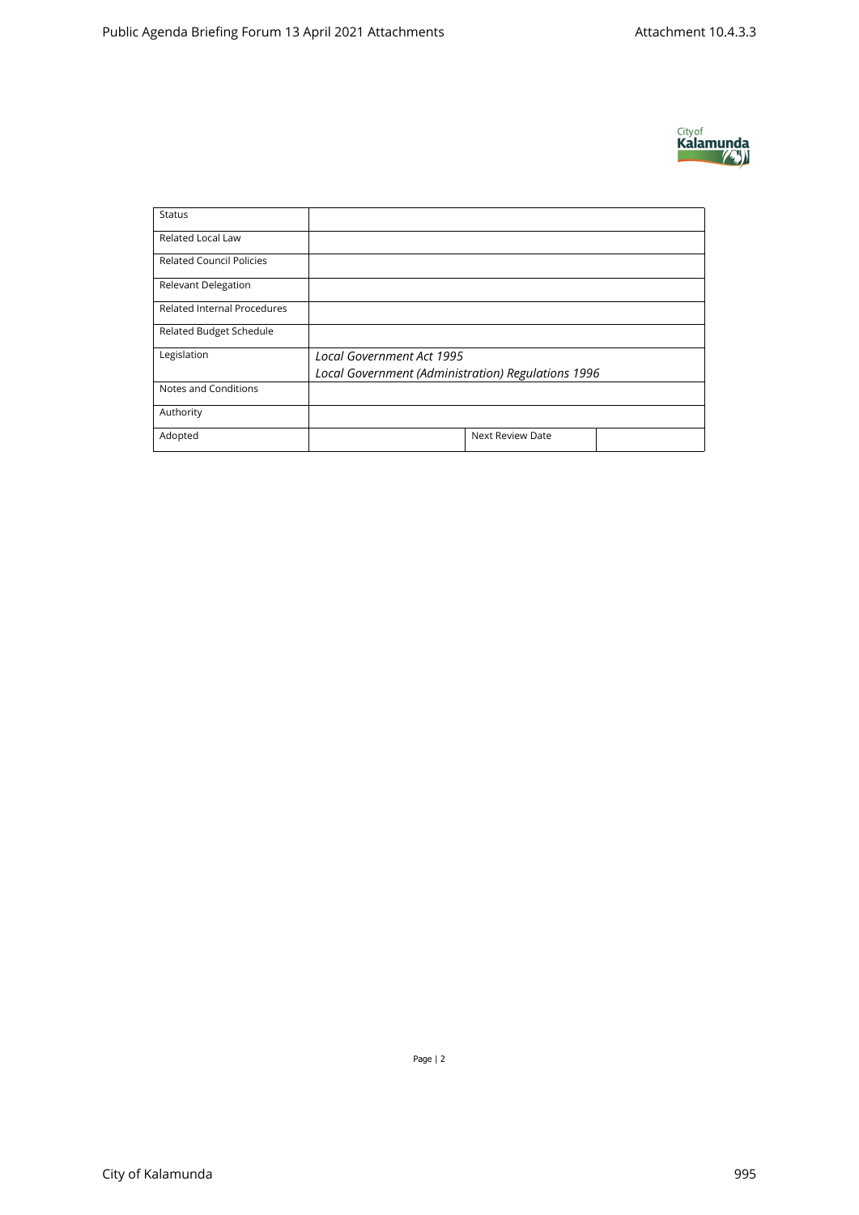| | | | |
|---|---|---|---|
| Status | | | |
| Related Local Law | | | |
| Related Council Policies | | | |
| Relevant Delegation | | | |
| Related Internal Procedures | | | |
| Related Budget Schedule | | | |
| Legislation | *Local Government Act 1995*<br>*Local Government (Administration) Regulations 1996* | | |
| Notes and Conditions | | | |
| Authority | | | |
| Adopted | | Next Review Date | |